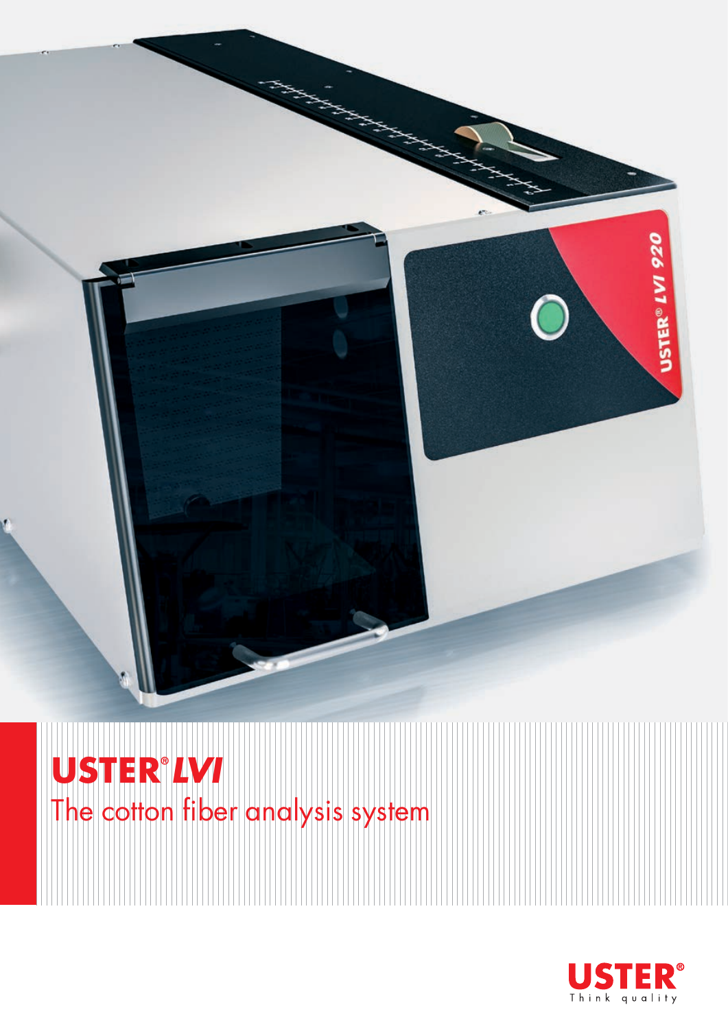# USTER® *LVI*

The cotton fiber analysis system

USTER®

Think quality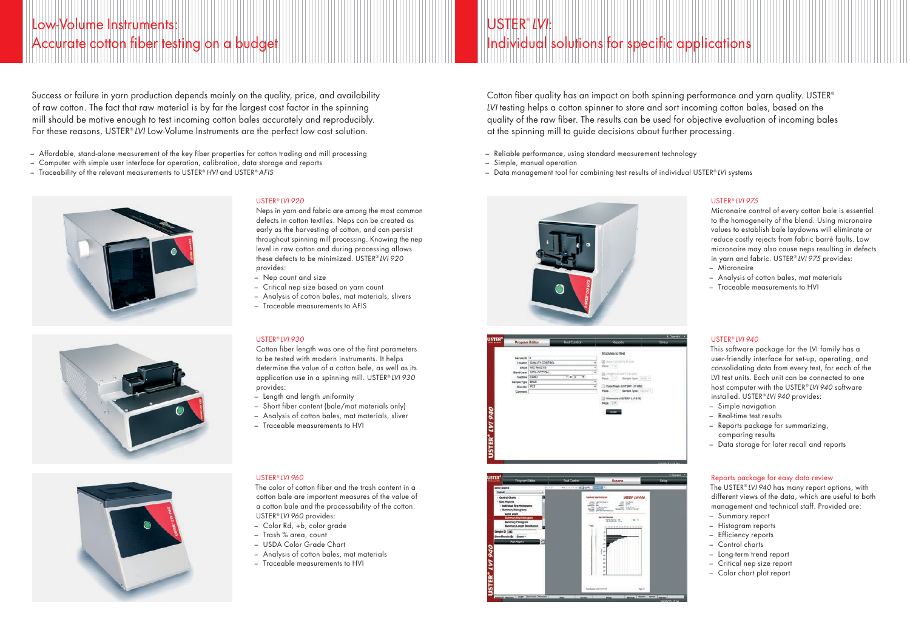# Low-Volume Instruments: Accurate cotton fiber testing on a budget

Success or failure in yarn production depends mainly on the quality, price, and availability of raw cotton. The fact that raw material is by far the largest cost factor in the spinning mill should be motive enough to test incoming cotton bales accurately and reproducibly. For these reasons, USTER® *LVI* Low-Volume Instruments are the perfect low cost solution.

- Affordable, stand-alone measurement of the key fiber properties for cotton trading and mill processing
- Computer with simple user interface for operation, calibration, data storage and reports
- Traceability of the relevant measurements to USTER® *HVI* and USTER® *AFIS*

### USTER® *LVI 920*

Neps in yarn and fabric are among the most common defects in cotton textiles. Neps can be created as early as the harvesting of cotton, and can persist throughout spinning mill processing. Knowing the nep level in raw cotton and during processing allows these defects to be minimized. USTER® *LVI 920* provides:

- Nep count and size
- Critical nep size based on yarn count
- Analysis of cotton bales, mat materials, slivers
- Traceable measurements to AFIS

### USTER® *LVI 930*

Cotton fiber length was one of the first parameters to be tested with modern instruments. It helps determine the value of a cotton bale, as well as its application use in a spinning mill. USTER® *LVI 930* provides:

- Length and length uniformity
- Short fiber content (bale/mat materials only)
- Analysis of cotton bales, mat materials, sliver
- Traceable measurements to HVI

### USTER® *LVI 960*

The color of cotton fiber and the trash content in a cotton bale are important measures of the value of a cotton bale and the processability of the cotton. USTER® *LVI 960* provides:

- Color Rd, +b, color grade
- Trash % area, count
- USDA Color Grade Chart
- Analysis of cotton bales, mat materials
- Traceable measurements to HVI

# USTER® *LVI*: Individual solutions for specific applications

Cotton fiber quality has an impact on both spinning performance and yarn quality. USTER® *LVI* testing helps a cotton spinner to store and sort incoming cotton bales, based on the quality of the raw fiber. The results can be used for objective evaluation of incoming bales at the spinning mill to guide decisions about further processing.

- Reliable performance, using standard measurement technology
- Simple, manual operation
- Data management tool for combining test results of individual USTER® *LVI* systems

### USTER® *LVI 975*

Micronaire control of every cotton bale is essential to the homogeneity of the blend. Using micronaire values to establish bale laydowns will eliminate or reduce costly rejects from fabric barré faults. Low micronaire may also cause neps resulting in defects in yarn and fabric. USTER® *LVI 975* provides:

- Micronaire
- Analysis of cotton bales, mat materials
- Traceable measurements to HVI

### USTER® *LVI 940*

This software package for the LVI family has a user-friendly interface for set-up, operating, and consolidating data from every test, for each of the LVI test units. Each unit can be connected to one host computer with the USTER® *LVI 940* software installed. USTER® *LVI 940* provides:

- Simple navigation
- Real-time test results
- Reports package for summarizing, comparing results
- Data storage for later recall and reports

### Reports package for easy data review

The USTER® *LVI 940* has many report options, with different views of the data, which are useful to both management and technical staff. Provided are:

- Summary report
- Histogram reports
- Efficiency reports
- Control charts
- Long-term trend report
- Critical nep size report
- Color chart plot report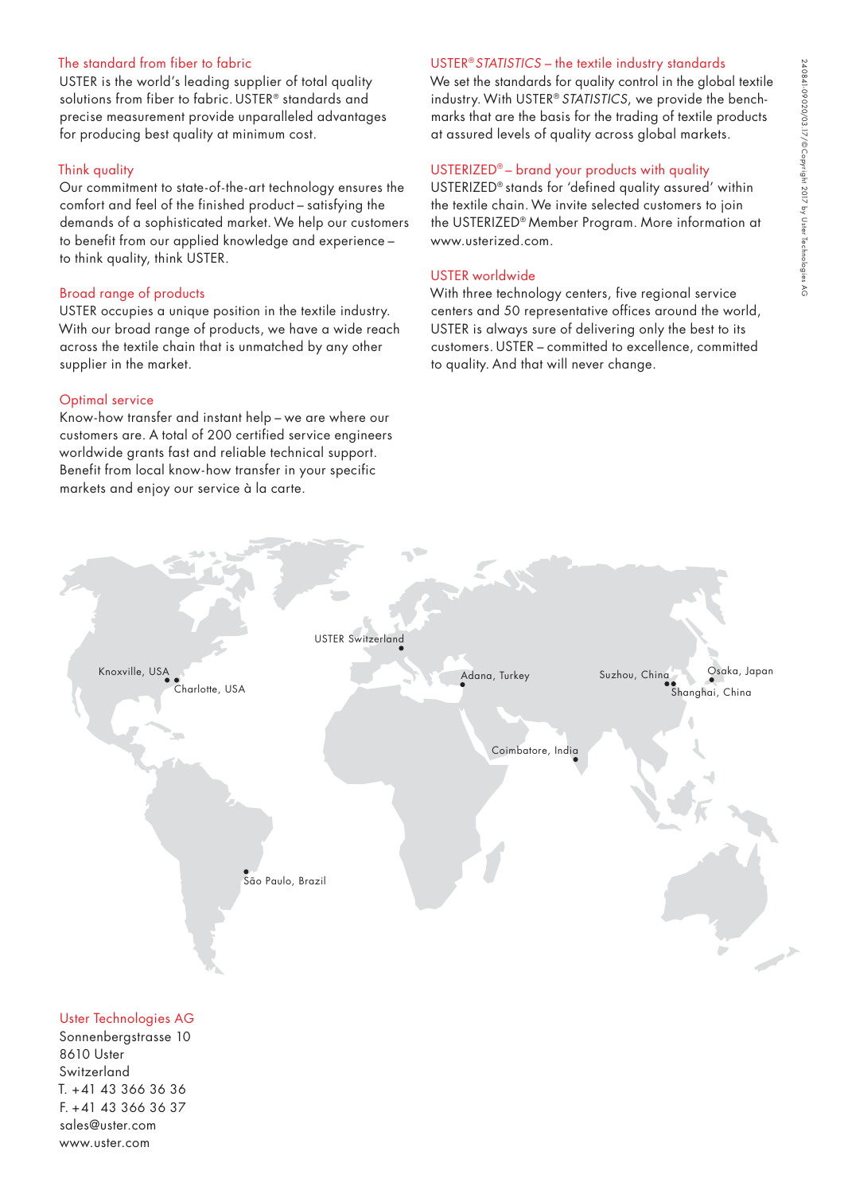## The standard from fiber to fabric

USTER is the world's leading supplier of total quality solutions from fiber to fabric. USTER® standards and precise measurement provide unparalleled advantages for producing best quality at minimum cost.

## Think quality

Our commitment to state-of-the-art technology ensures the comfort and feel of the finished product – satisfying the demands of a sophisticated market. We help our customers to benefit from our applied knowledge and experience – to think quality, think USTER.

## Broad range of products

USTER occupies a unique position in the textile industry. With our broad range of products, we have a wide reach across the textile chain that is unmatched by any other supplier in the market.

## Optimal service

Know-how transfer and instant help – we are where our customers are. A total of 200 certified service engineers worldwide grants fast and reliable technical support. Benefit from local know-how transfer in your specific markets and enjoy our service à la carte.

## USTER® *STATISTICS* – the textile industry standards

We set the standards for quality control in the global textile industry. With USTER® *STATISTICS*, we provide the benchmarks that are the basis for the trading of textile products at assured levels of quality across global markets.

## USTERIZED® – brand your products with quality

USTERIZED® stands for 'defined quality assured' within the textile chain. We invite selected customers to join the USTERIZED® Member Program. More information at www.usterized.com.

## USTER worldwide

With three technology centers, five regional service centers and 50 representative offices around the world, USTER is always sure of delivering only the best to its customers. USTER – committed to excellence, committed to quality. And that will never change.

USTER Switzerland
Knoxville, USA
Charlotte, USA
Adana, Turkey
Suzhou, China
Osaka, Japan
Shanghai, China
Coimbatore, India
São Paulo, Brazil

## Uster Technologies AG

Sonnenbergstrasse 10
8610 Uster
Switzerland
T. +41 43 366 36 36
F. +41 43 366 36 37
sales@uster.com
www.uster.com

240841-09020/03.17/©Copyright 2017 by Uster Technologies AG